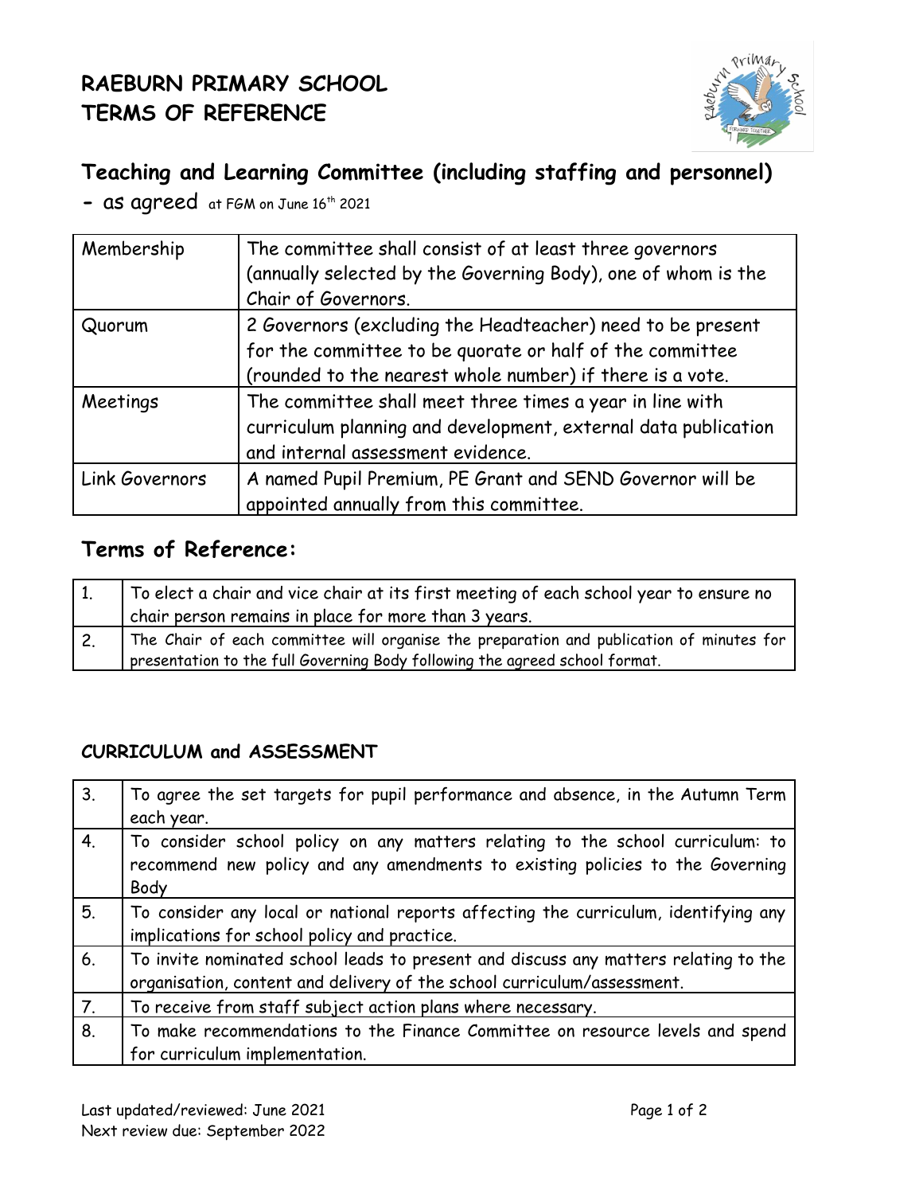# RAEBURN PRIMARY SCHOOL
# TERMS OF REFERENCE

## Teaching and Learning Committee (including staffing and personnel)

**-** as agreed at FGM on June 16th 2021

| Membership | The committee shall consist of at least three governors (annually selected by the Governing Body), one of whom is the Chair of Governors. |
|---|---|
| Quorum | 2 Governors (excluding the Headteacher) need to be present for the committee to be quorate or half of the committee (rounded to the nearest whole number) if there is a vote. |
| Meetings | The committee shall meet three times a year in line with curriculum planning and development, external data publication and internal assessment evidence. |
| Link Governors | A named Pupil Premium, PE Grant and SEND Governor will be appointed annually from this committee. |

## Terms of Reference:

| 1. | To elect a chair and vice chair at its first meeting of each school year to ensure no chair person remains in place for more than 3 years. |
|---|---|
| 2. | The Chair of each committee will organise the preparation and publication of minutes for presentation to the full Governing Body following the agreed school format. |

### CURRICULUM and ASSESSMENT

| 3. | To agree the set targets for pupil performance and absence, in the Autumn Term each year. |
|---|---|
| 4. | To consider school policy on any matters relating to the school curriculum: to recommend new policy and any amendments to existing policies to the Governing Body |
| 5. | To consider any local or national reports affecting the curriculum, identifying any implications for school policy and practice. |
| 6. | To invite nominated school leads to present and discuss any matters relating to the organisation, content and delivery of the school curriculum/assessment. |
| 7. | To receive from staff subject action plans where necessary. |
| 8. | To make recommendations to the Finance Committee on resource levels and spend for curriculum implementation. |

Last updated/reviewed: June 2021
Next review due: September 2022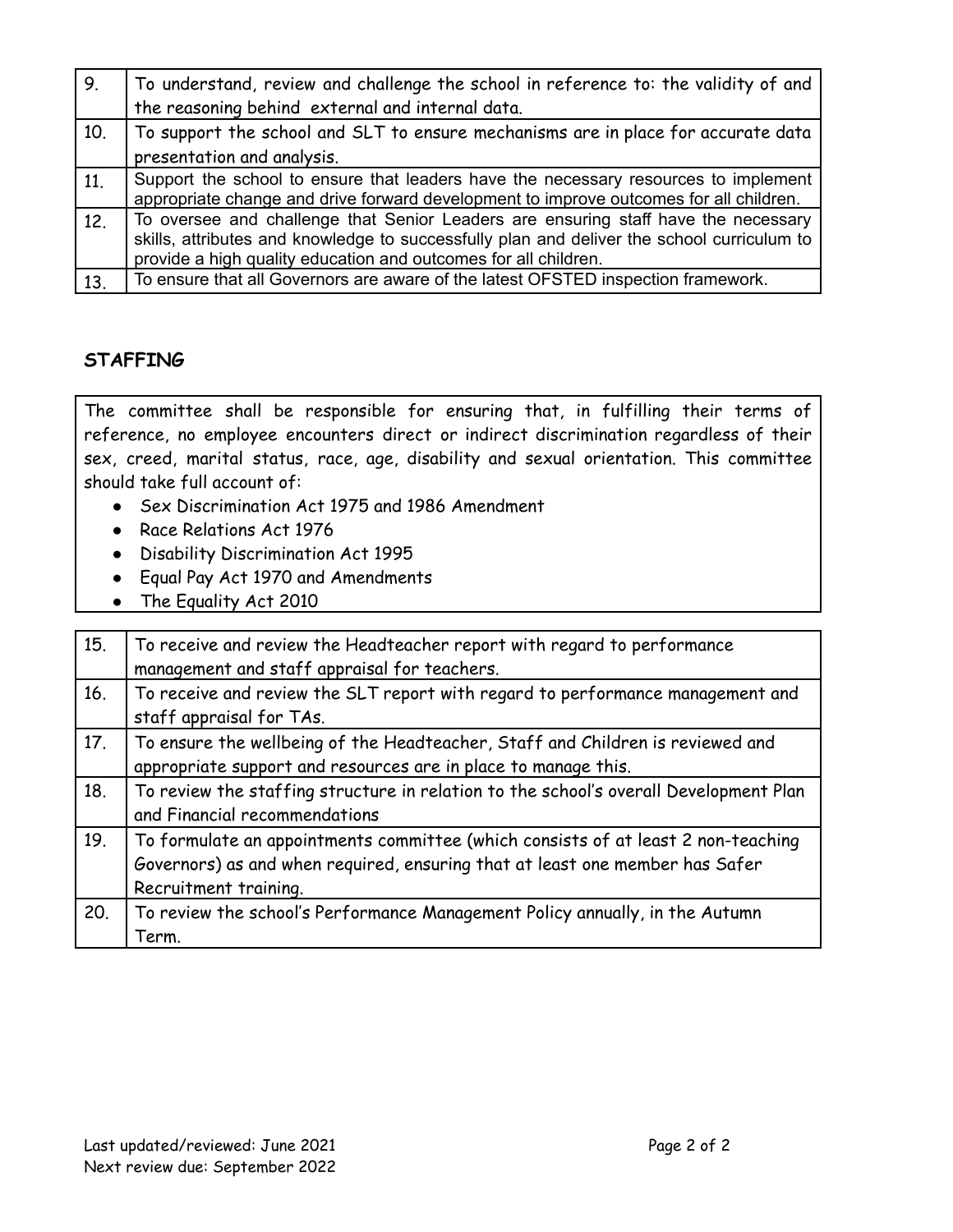| | |
|---|---|
| 9. | To understand, review and challenge the school in reference to: the validity of and the reasoning behind external and internal data. |
| 10. | To support the school and SLT to ensure mechanisms are in place for accurate data presentation and analysis. |
| 11. | Support the school to ensure that leaders have the necessary resources to implement appropriate change and drive forward development to improve outcomes for all children. |
| 12. | To oversee and challenge that Senior Leaders are ensuring staff have the necessary skills, attributes and knowledge to successfully plan and deliver the school curriculum to provide a high quality education and outcomes for all children. |
| 13. | To ensure that all Governors are aware of the latest OFSTED inspection framework. |

## STAFFING

The committee shall be responsible for ensuring that, in fulfilling their terms of reference, no employee encounters direct or indirect discrimination regardless of their sex, creed, marital status, race, age, disability and sexual orientation. This committee should take full account of:

- Sex Discrimination Act 1975 and 1986 Amendment
- Race Relations Act 1976
- Disability Discrimination Act 1995
- Equal Pay Act 1970 and Amendments
- The Equality Act 2010

| | |
|---|---|
| 15. | To receive and review the Headteacher report with regard to performance management and staff appraisal for teachers. |
| 16. | To receive and review the SLT report with regard to performance management and staff appraisal for TAs. |
| 17. | To ensure the wellbeing of the Headteacher, Staff and Children is reviewed and appropriate support and resources are in place to manage this. |
| 18. | To review the staffing structure in relation to the school's overall Development Plan and Financial recommendations |
| 19. | To formulate an appointments committee (which consists of at least 2 non-teaching Governors) as and when required, ensuring that at least one member has Safer Recruitment training. |
| 20. | To review the school's Performance Management Policy annually, in the Autumn Term. |

Last updated/reviewed: June 2021
Next review due: September 2022